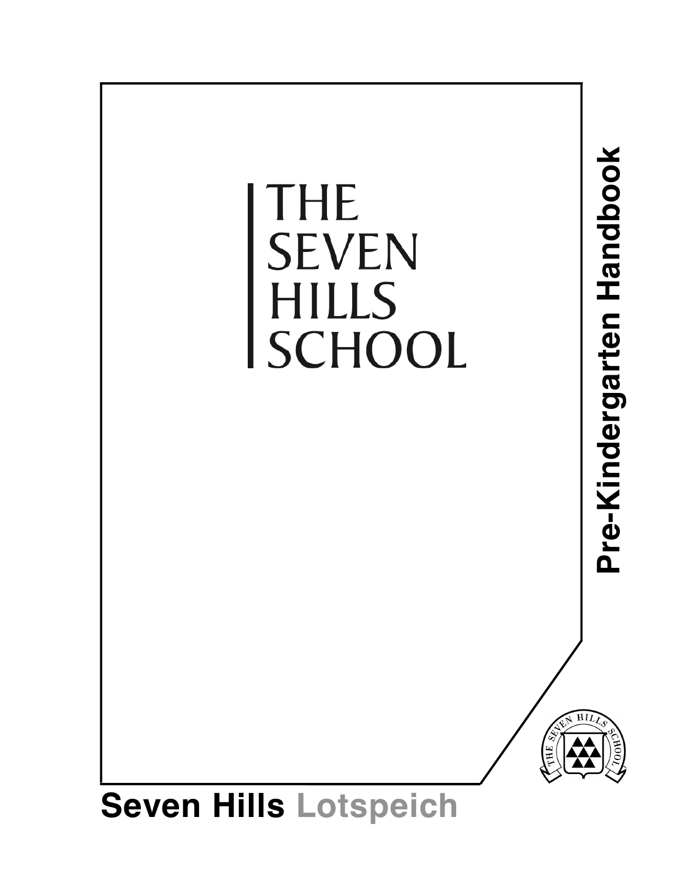# THE SEVEN HILLS SCHOOL

## Pre-Kindergarten Handbook

**Seven Hills** Lotspeich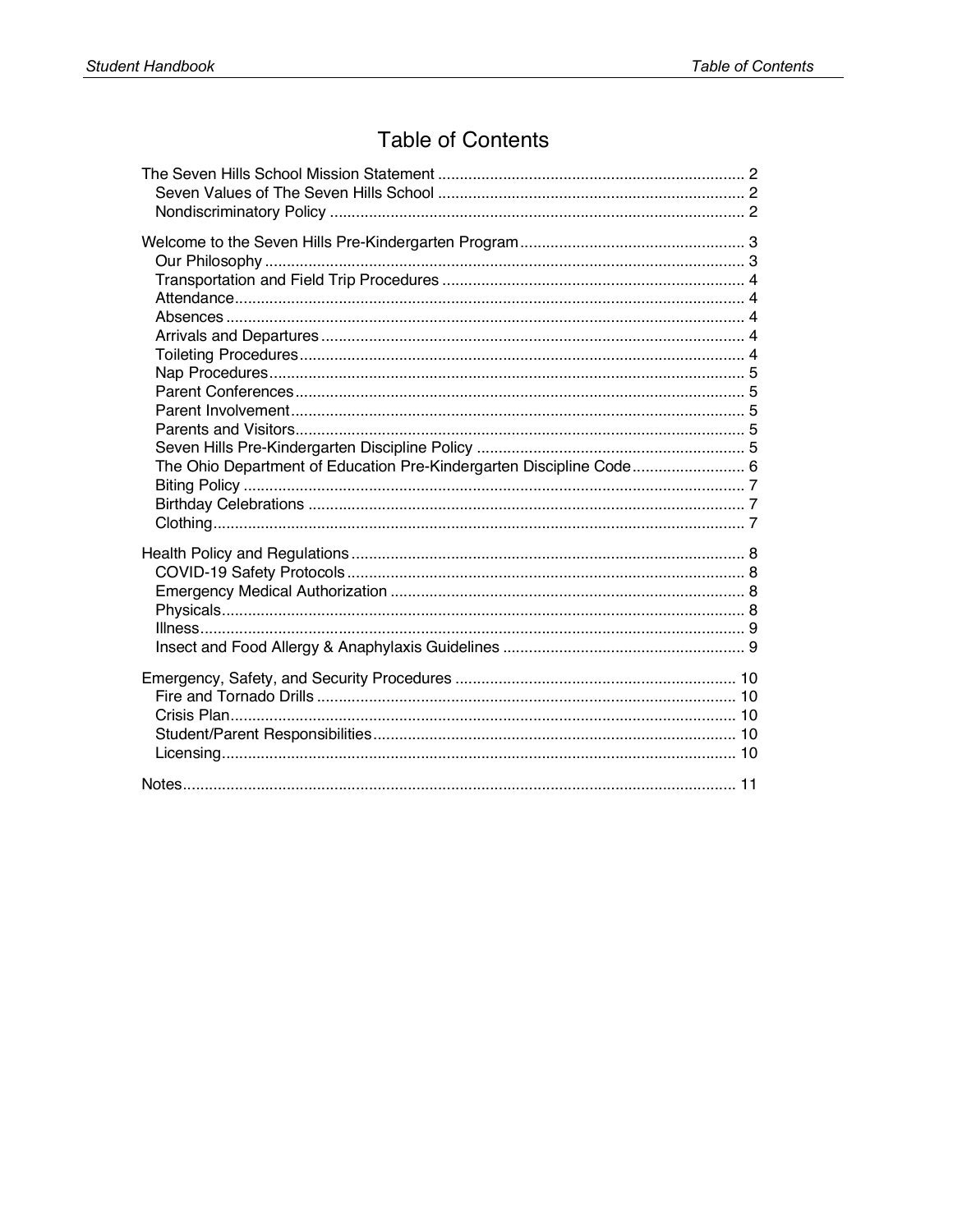# Table of Contents

- The Seven Hills School Mission Statement ........ 2
  - Seven Values of The Seven Hills School ........ 2
  - Nondiscriminatory Policy ........ 2
- Welcome to the Seven Hills Pre-Kindergarten Program ........ 3
  - Our Philosophy ........ 3
  - Transportation and Field Trip Procedures ........ 4
  - Attendance ........ 4
  - Absences ........ 4
  - Arrivals and Departures ........ 4
  - Toileting Procedures ........ 4
  - Nap Procedures ........ 5
  - Parent Conferences ........ 5
  - Parent Involvement ........ 5
  - Parents and Visitors ........ 5
  - Seven Hills Pre-Kindergarten Discipline Policy ........ 5
  - The Ohio Department of Education Pre-Kindergarten Discipline Code ........ 6
  - Biting Policy ........ 7
  - Birthday Celebrations ........ 7
  - Clothing ........ 7
- Health Policy and Regulations ........ 8
  - COVID-19 Safety Protocols ........ 8
  - Emergency Medical Authorization ........ 8
  - Physicals ........ 8
  - Illness ........ 9
  - Insect and Food Allergy & Anaphylaxis Guidelines ........ 9
- Emergency, Safety, and Security Procedures ........ 10
  - Fire and Tornado Drills ........ 10
  - Crisis Plan ........ 10
  - Student/Parent Responsibilities ........ 10
  - Licensing ........ 10
- Notes ........ 11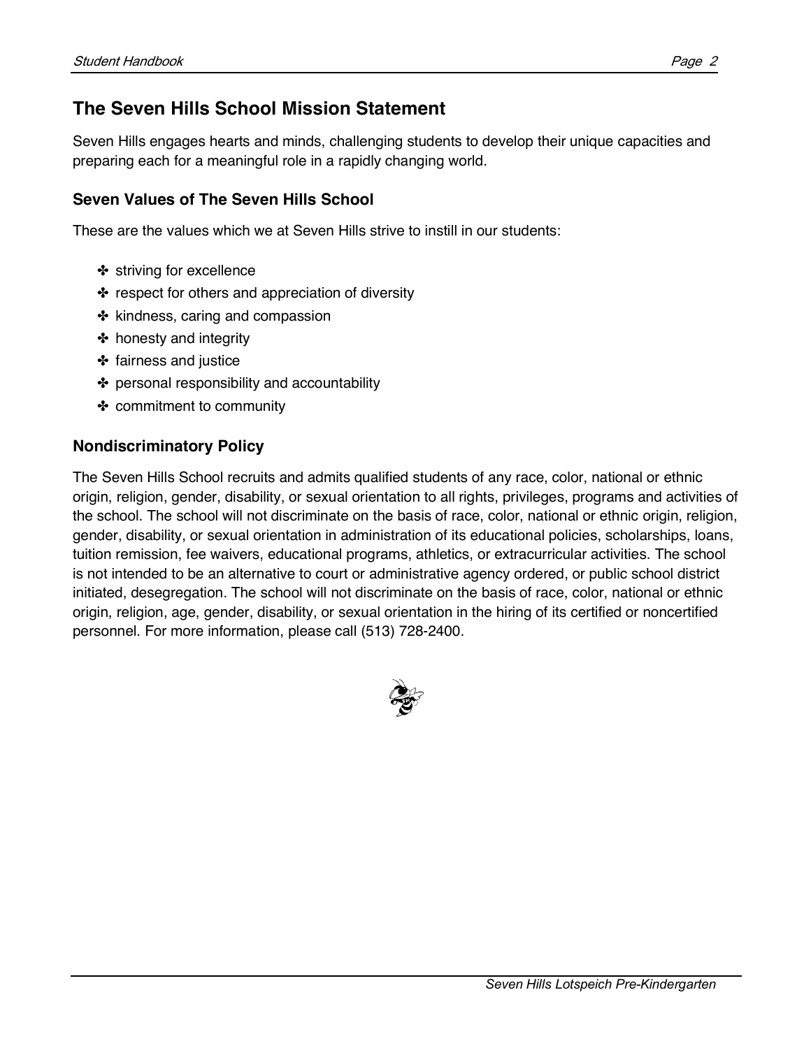## The Seven Hills School Mission Statement

Seven Hills engages hearts and minds, challenging students to develop their unique capacities and preparing each for a meaningful role in a rapidly changing world.

### Seven Values of The Seven Hills School

These are the values which we at Seven Hills strive to instill in our students:

- striving for excellence
- respect for others and appreciation of diversity
- kindness, caring and compassion
- honesty and integrity
- fairness and justice
- personal responsibility and accountability
- commitment to community

### Nondiscriminatory Policy

The Seven Hills School recruits and admits qualified students of any race, color, national or ethnic origin, religion, gender, disability, or sexual orientation to all rights, privileges, programs and activities of the school. The school will not discriminate on the basis of race, color, national or ethnic origin, religion, gender, disability, or sexual orientation in administration of its educational policies, scholarships, loans, tuition remission, fee waivers, educational programs, athletics, or extracurricular activities. The school is not intended to be an alternative to court or administrative agency ordered, or public school district initiated, desegregation. The school will not discriminate on the basis of race, color, national or ethnic origin, religion, age, gender, disability, or sexual orientation in the hiring of its certified or noncertified personnel. For more information, please call (513) 728-2400.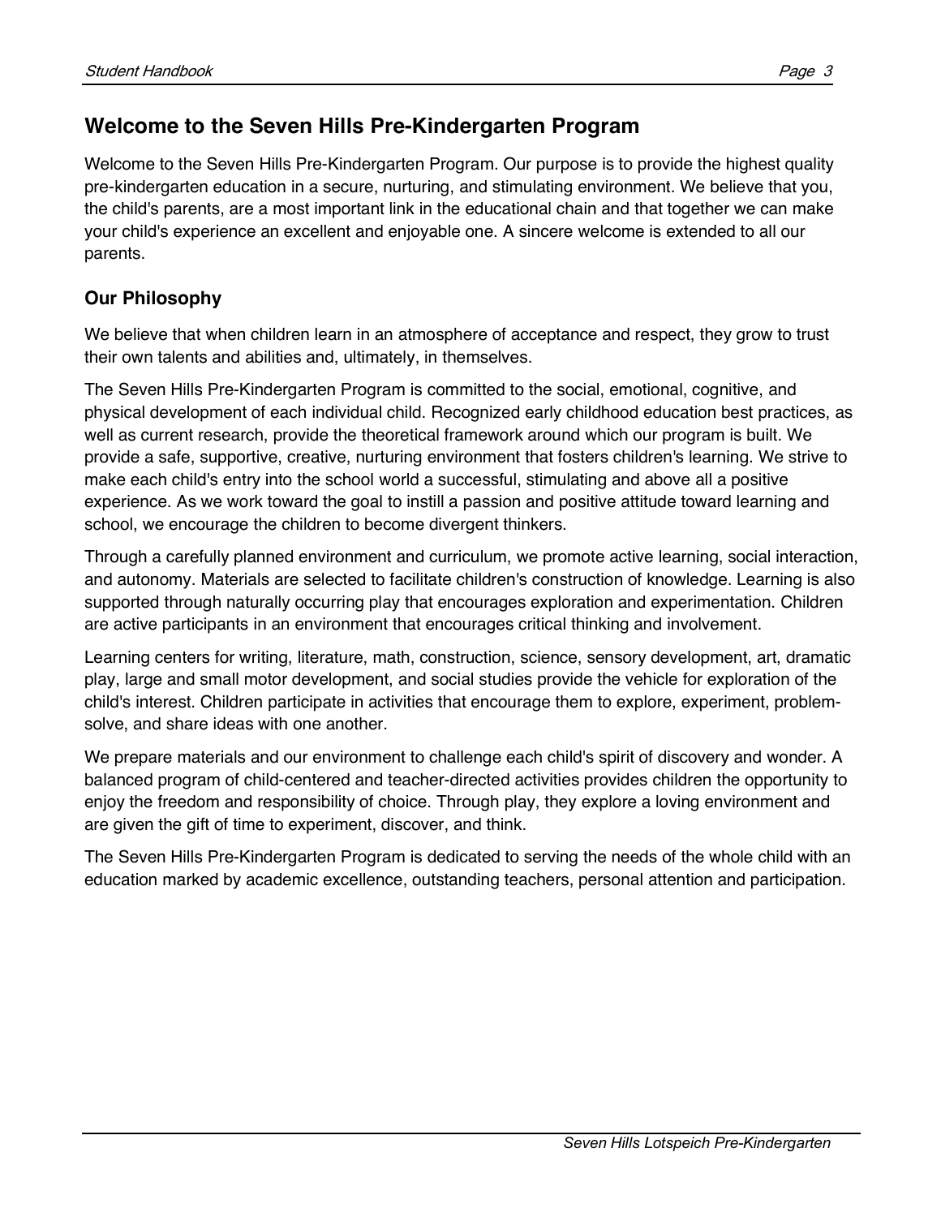## Welcome to the Seven Hills Pre-Kindergarten Program

Welcome to the Seven Hills Pre-Kindergarten Program. Our purpose is to provide the highest quality pre-kindergarten education in a secure, nurturing, and stimulating environment. We believe that you, the child's parents, are a most important link in the educational chain and that together we can make your child's experience an excellent and enjoyable one. A sincere welcome is extended to all our parents.

### Our Philosophy

We believe that when children learn in an atmosphere of acceptance and respect, they grow to trust their own talents and abilities and, ultimately, in themselves.

The Seven Hills Pre-Kindergarten Program is committed to the social, emotional, cognitive, and physical development of each individual child. Recognized early childhood education best practices, as well as current research, provide the theoretical framework around which our program is built. We provide a safe, supportive, creative, nurturing environment that fosters children's learning. We strive to make each child's entry into the school world a successful, stimulating and above all a positive experience. As we work toward the goal to instill a passion and positive attitude toward learning and school, we encourage the children to become divergent thinkers.

Through a carefully planned environment and curriculum, we promote active learning, social interaction, and autonomy. Materials are selected to facilitate children's construction of knowledge. Learning is also supported through naturally occurring play that encourages exploration and experimentation. Children are active participants in an environment that encourages critical thinking and involvement.

Learning centers for writing, literature, math, construction, science, sensory development, art, dramatic play, large and small motor development, and social studies provide the vehicle for exploration of the child's interest. Children participate in activities that encourage them to explore, experiment, problem-solve, and share ideas with one another.

We prepare materials and our environment to challenge each child's spirit of discovery and wonder. A balanced program of child-centered and teacher-directed activities provides children the opportunity to enjoy the freedom and responsibility of choice. Through play, they explore a loving environment and are given the gift of time to experiment, discover, and think.

The Seven Hills Pre-Kindergarten Program is dedicated to serving the needs of the whole child with an education marked by academic excellence, outstanding teachers, personal attention and participation.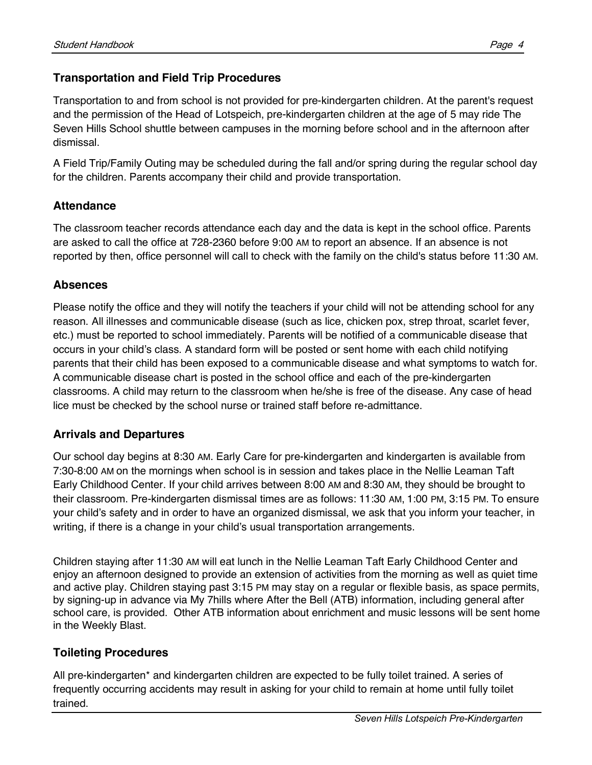### Transportation and Field Trip Procedures

Transportation to and from school is not provided for pre-kindergarten children. At the parent's request and the permission of the Head of Lotspeich, pre-kindergarten children at the age of 5 may ride The Seven Hills School shuttle between campuses in the morning before school and in the afternoon after dismissal.

A Field Trip/Family Outing may be scheduled during the fall and/or spring during the regular school day for the children. Parents accompany their child and provide transportation.

### Attendance

The classroom teacher records attendance each day and the data is kept in the school office. Parents are asked to call the office at 728-2360 before 9:00 AM to report an absence. If an absence is not reported by then, office personnel will call to check with the family on the child's status before 11:30 AM.

### Absences

Please notify the office and they will notify the teachers if your child will not be attending school for any reason. All illnesses and communicable disease (such as lice, chicken pox, strep throat, scarlet fever, etc.) must be reported to school immediately. Parents will be notified of a communicable disease that occurs in your child's class. A standard form will be posted or sent home with each child notifying parents that their child has been exposed to a communicable disease and what symptoms to watch for. A communicable disease chart is posted in the school office and each of the pre-kindergarten classrooms. A child may return to the classroom when he/she is free of the disease. Any case of head lice must be checked by the school nurse or trained staff before re-admittance.

### Arrivals and Departures

Our school day begins at 8:30 AM. Early Care for pre-kindergarten and kindergarten is available from 7:30-8:00 AM on the mornings when school is in session and takes place in the Nellie Leaman Taft Early Childhood Center. If your child arrives between 8:00 AM and 8:30 AM, they should be brought to their classroom. Pre-kindergarten dismissal times are as follows: 11:30 AM, 1:00 PM, 3:15 PM. To ensure your child's safety and in order to have an organized dismissal, we ask that you inform your teacher, in writing, if there is a change in your child's usual transportation arrangements.

Children staying after 11:30 AM will eat lunch in the Nellie Leaman Taft Early Childhood Center and enjoy an afternoon designed to provide an extension of activities from the morning as well as quiet time and active play. Children staying past 3:15 PM may stay on a regular or flexible basis, as space permits, by signing-up in advance via My 7hills where After the Bell (ATB) information, including general after school care, is provided. Other ATB information about enrichment and music lessons will be sent home in the Weekly Blast.

### Toileting Procedures

All pre-kindergarten* and kindergarten children are expected to be fully toilet trained. A series of frequently occurring accidents may result in asking for your child to remain at home until fully toilet trained.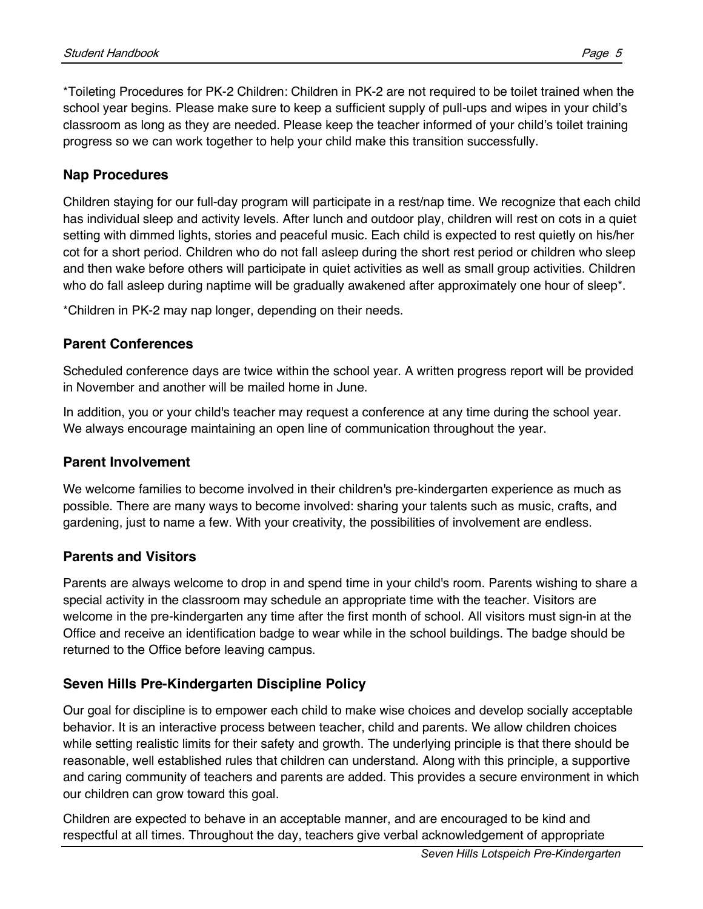*Toileting Procedures for PK-2 Children: Children in PK-2 are not required to be toilet trained when the school year begins. Please make sure to keep a sufficient supply of pull-ups and wipes in your child's classroom as long as they are needed. Please keep the teacher informed of your child's toilet training progress so we can work together to help your child make this transition successfully.

### Nap Procedures

Children staying for our full-day program will participate in a rest/nap time. We recognize that each child has individual sleep and activity levels. After lunch and outdoor play, children will rest on cots in a quiet setting with dimmed lights, stories and peaceful music. Each child is expected to rest quietly on his/her cot for a short period. Children who do not fall asleep during the short rest period or children who sleep and then wake before others will participate in quiet activities as well as small group activities. Children who do fall asleep during naptime will be gradually awakened after approximately one hour of sleep*.

*Children in PK-2 may nap longer, depending on their needs.

### Parent Conferences

Scheduled conference days are twice within the school year. A written progress report will be provided in November and another will be mailed home in June.

In addition, you or your child's teacher may request a conference at any time during the school year. We always encourage maintaining an open line of communication throughout the year.

### Parent Involvement

We welcome families to become involved in their children's pre-kindergarten experience as much as possible. There are many ways to become involved: sharing your talents such as music, crafts, and gardening, just to name a few. With your creativity, the possibilities of involvement are endless.

### Parents and Visitors

Parents are always welcome to drop in and spend time in your child's room. Parents wishing to share a special activity in the classroom may schedule an appropriate time with the teacher. Visitors are welcome in the pre-kindergarten any time after the first month of school. All visitors must sign-in at the Office and receive an identification badge to wear while in the school buildings. The badge should be returned to the Office before leaving campus.

### Seven Hills Pre-Kindergarten Discipline Policy

Our goal for discipline is to empower each child to make wise choices and develop socially acceptable behavior. It is an interactive process between teacher, child and parents. We allow children choices while setting realistic limits for their safety and growth. The underlying principle is that there should be reasonable, well established rules that children can understand. Along with this principle, a supportive and caring community of teachers and parents are added. This provides a secure environment in which our children can grow toward this goal.

Children are expected to behave in an acceptable manner, and are encouraged to be kind and respectful at all times. Throughout the day, teachers give verbal acknowledgement of appropriate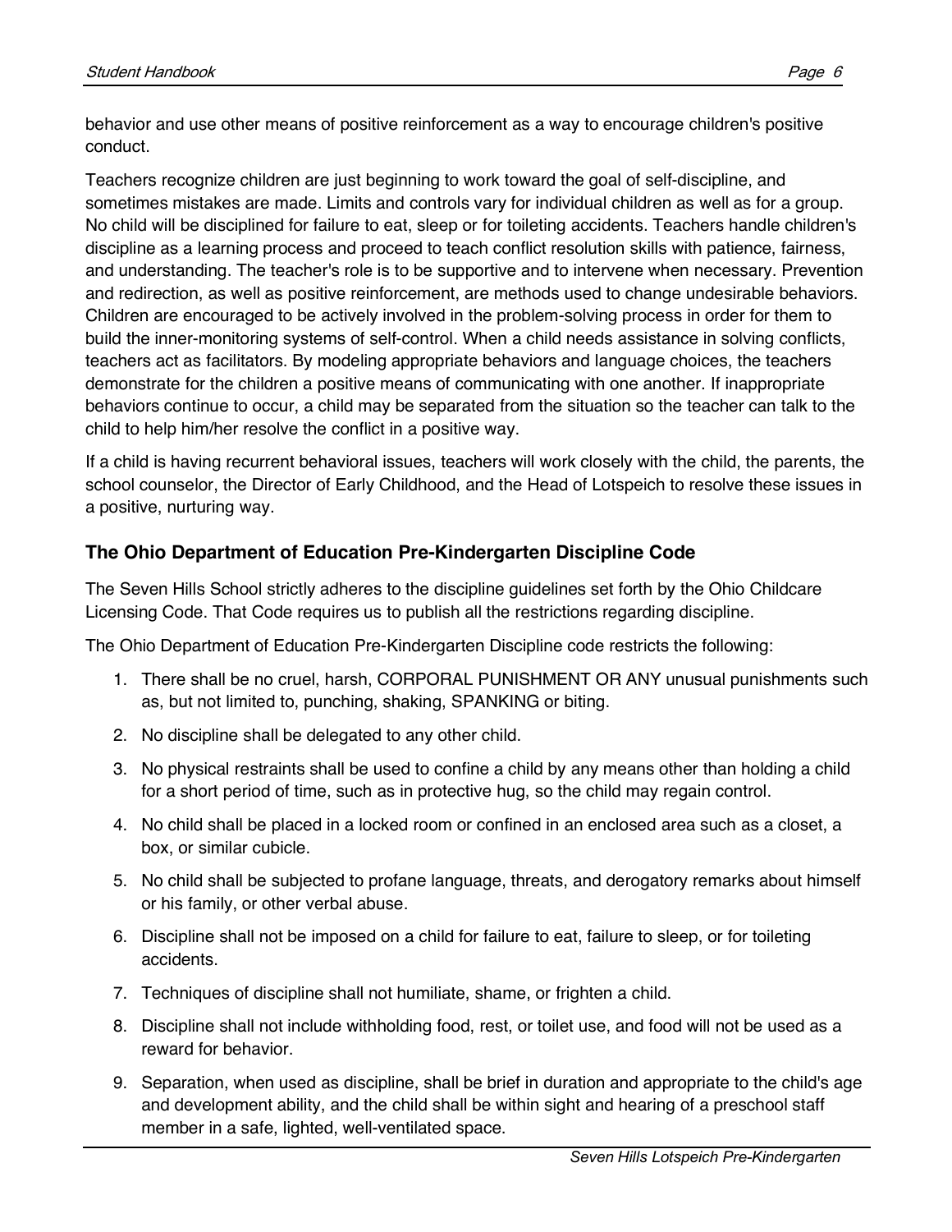behavior and use other means of positive reinforcement as a way to encourage children's positive conduct.

Teachers recognize children are just beginning to work toward the goal of self-discipline, and sometimes mistakes are made. Limits and controls vary for individual children as well as for a group. No child will be disciplined for failure to eat, sleep or for toileting accidents. Teachers handle children's discipline as a learning process and proceed to teach conflict resolution skills with patience, fairness, and understanding. The teacher's role is to be supportive and to intervene when necessary. Prevention and redirection, as well as positive reinforcement, are methods used to change undesirable behaviors. Children are encouraged to be actively involved in the problem-solving process in order for them to build the inner-monitoring systems of self-control. When a child needs assistance in solving conflicts, teachers act as facilitators. By modeling appropriate behaviors and language choices, the teachers demonstrate for the children a positive means of communicating with one another. If inappropriate behaviors continue to occur, a child may be separated from the situation so the teacher can talk to the child to help him/her resolve the conflict in a positive way.

If a child is having recurrent behavioral issues, teachers will work closely with the child, the parents, the school counselor, the Director of Early Childhood, and the Head of Lotspeich to resolve these issues in a positive, nurturing way.

### The Ohio Department of Education Pre-Kindergarten Discipline Code

The Seven Hills School strictly adheres to the discipline guidelines set forth by the Ohio Childcare Licensing Code. That Code requires us to publish all the restrictions regarding discipline.

The Ohio Department of Education Pre-Kindergarten Discipline code restricts the following:

1. There shall be no cruel, harsh, CORPORAL PUNISHMENT OR ANY unusual punishments such as, but not limited to, punching, shaking, SPANKING or biting.
2. No discipline shall be delegated to any other child.
3. No physical restraints shall be used to confine a child by any means other than holding a child for a short period of time, such as in protective hug, so the child may regain control.
4. No child shall be placed in a locked room or confined in an enclosed area such as a closet, a box, or similar cubicle.
5. No child shall be subjected to profane language, threats, and derogatory remarks about himself or his family, or other verbal abuse.
6. Discipline shall not be imposed on a child for failure to eat, failure to sleep, or for toileting accidents.
7. Techniques of discipline shall not humiliate, shame, or frighten a child.
8. Discipline shall not include withholding food, rest, or toilet use, and food will not be used as a reward for behavior.
9. Separation, when used as discipline, shall be brief in duration and appropriate to the child's age and development ability, and the child shall be within sight and hearing of a preschool staff member in a safe, lighted, well-ventilated space.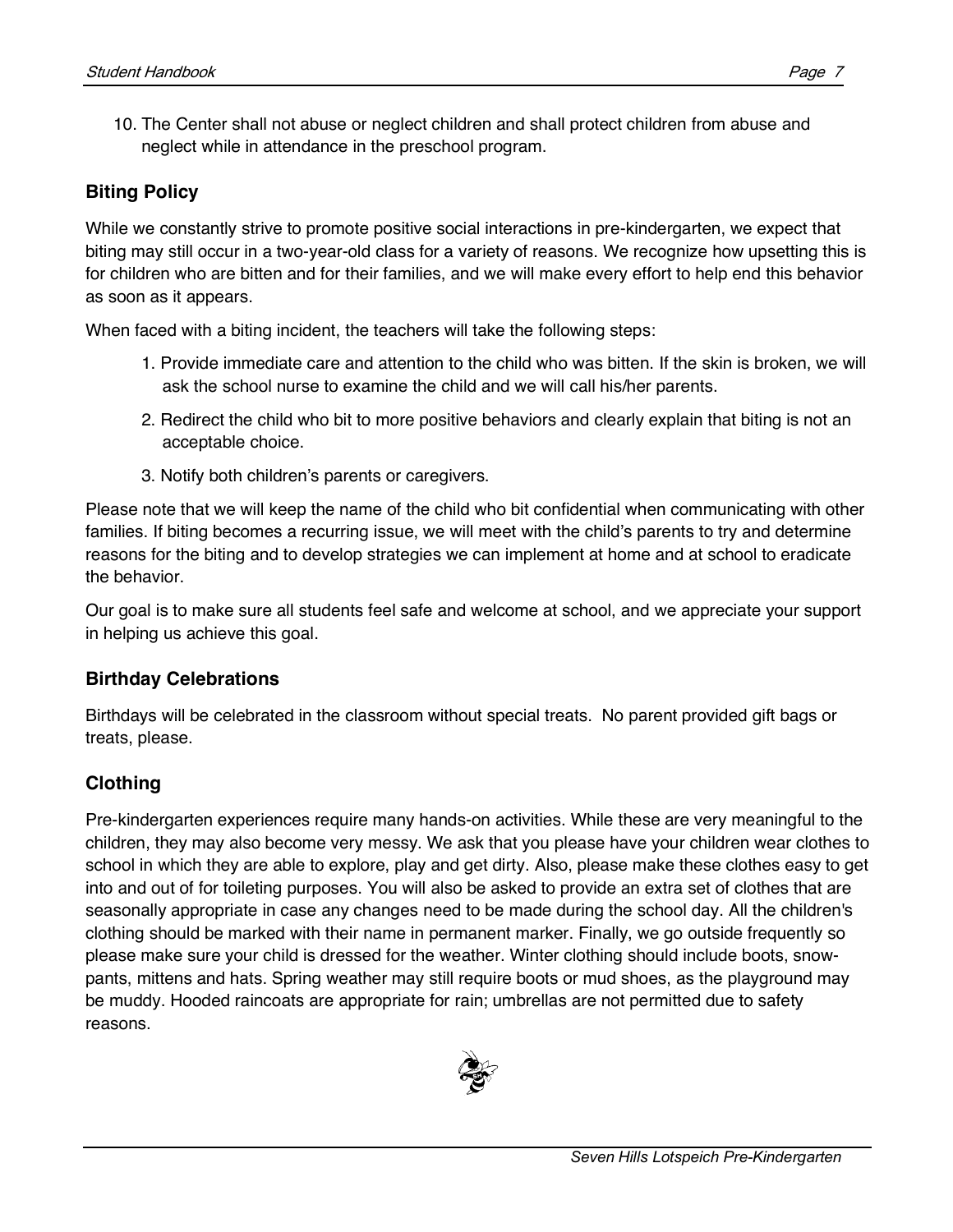10. The Center shall not abuse or neglect children and shall protect children from abuse and neglect while in attendance in the preschool program.

### Biting Policy

While we constantly strive to promote positive social interactions in pre-kindergarten, we expect that biting may still occur in a two-year-old class for a variety of reasons. We recognize how upsetting this is for children who are bitten and for their families, and we will make every effort to help end this behavior as soon as it appears.

When faced with a biting incident, the teachers will take the following steps:

1. Provide immediate care and attention to the child who was bitten. If the skin is broken, we will ask the school nurse to examine the child and we will call his/her parents.
2. Redirect the child who bit to more positive behaviors and clearly explain that biting is not an acceptable choice.
3. Notify both children's parents or caregivers.

Please note that we will keep the name of the child who bit confidential when communicating with other families. If biting becomes a recurring issue, we will meet with the child's parents to try and determine reasons for the biting and to develop strategies we can implement at home and at school to eradicate the behavior.

Our goal is to make sure all students feel safe and welcome at school, and we appreciate your support in helping us achieve this goal.

### Birthday Celebrations

Birthdays will be celebrated in the classroom without special treats. No parent provided gift bags or treats, please.

### Clothing

Pre-kindergarten experiences require many hands-on activities. While these are very meaningful to the children, they may also become very messy. We ask that you please have your children wear clothes to school in which they are able to explore, play and get dirty. Also, please make these clothes easy to get into and out of for toileting purposes. You will also be asked to provide an extra set of clothes that are seasonally appropriate in case any changes need to be made during the school day. All the children's clothing should be marked with their name in permanent marker. Finally, we go outside frequently so please make sure your child is dressed for the weather. Winter clothing should include boots, snow-pants, mittens and hats. Spring weather may still require boots or mud shoes, as the playground may be muddy. Hooded raincoats are appropriate for rain; umbrellas are not permitted due to safety reasons.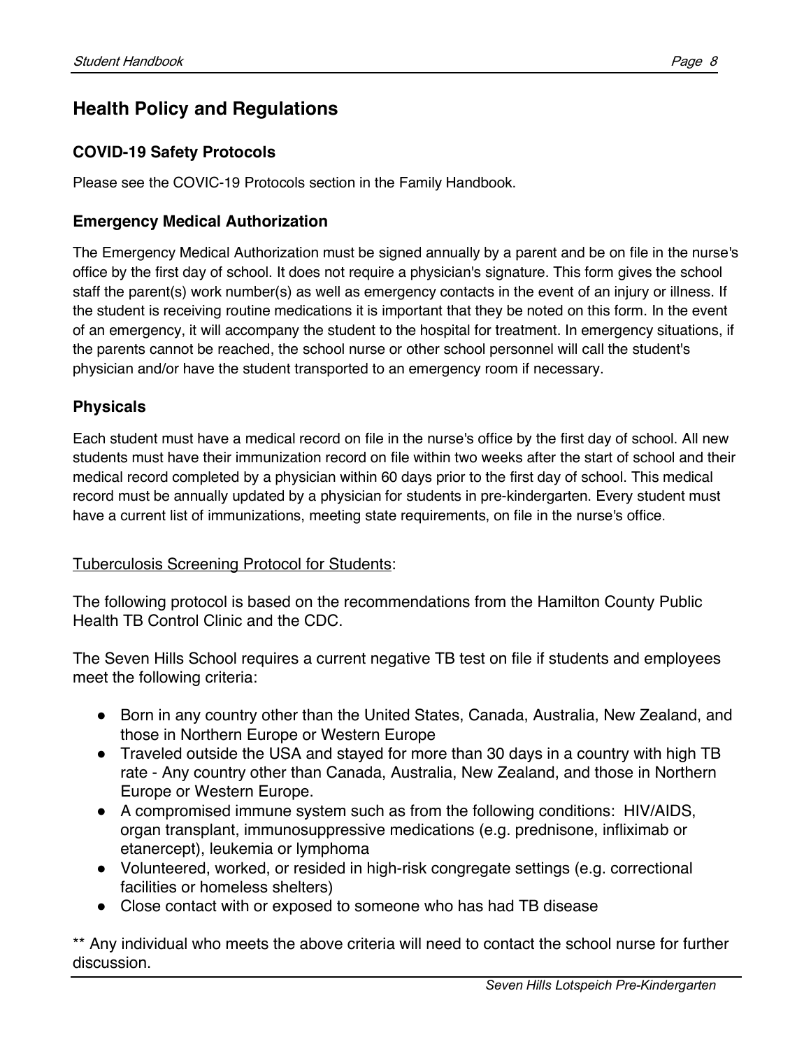## Health Policy and Regulations

### COVID-19 Safety Protocols

Please see the COVIC-19 Protocols section in the Family Handbook.

### Emergency Medical Authorization

The Emergency Medical Authorization must be signed annually by a parent and be on file in the nurse's office by the first day of school. It does not require a physician's signature. This form gives the school staff the parent(s) work number(s) as well as emergency contacts in the event of an injury or illness. If the student is receiving routine medications it is important that they be noted on this form. In the event of an emergency, it will accompany the student to the hospital for treatment. In emergency situations, if the parents cannot be reached, the school nurse or other school personnel will call the student's physician and/or have the student transported to an emergency room if necessary.

### Physicals

Each student must have a medical record on file in the nurse's office by the first day of school. All new students must have their immunization record on file within two weeks after the start of school and their medical record completed by a physician within 60 days prior to the first day of school. This medical record must be annually updated by a physician for students in pre-kindergarten. Every student must have a current list of immunizations, meeting state requirements, on file in the nurse's office.

<u>Tuberculosis Screening Protocol for Students</u>:

The following protocol is based on the recommendations from the Hamilton County Public Health TB Control Clinic and the CDC.

The Seven Hills School requires a current negative TB test on file if students and employees meet the following criteria:

- Born in any country other than the United States, Canada, Australia, New Zealand, and those in Northern Europe or Western Europe
- Traveled outside the USA and stayed for more than 30 days in a country with high TB rate - Any country other than Canada, Australia, New Zealand, and those in Northern Europe or Western Europe.
- A compromised immune system such as from the following conditions: HIV/AIDS, organ transplant, immunosuppressive medications (e.g. prednisone, infliximab or etanercept), leukemia or lymphoma
- Volunteered, worked, or resided in high-risk congregate settings (e.g. correctional facilities or homeless shelters)
- Close contact with or exposed to someone who has had TB disease

** Any individual who meets the above criteria will need to contact the school nurse for further discussion.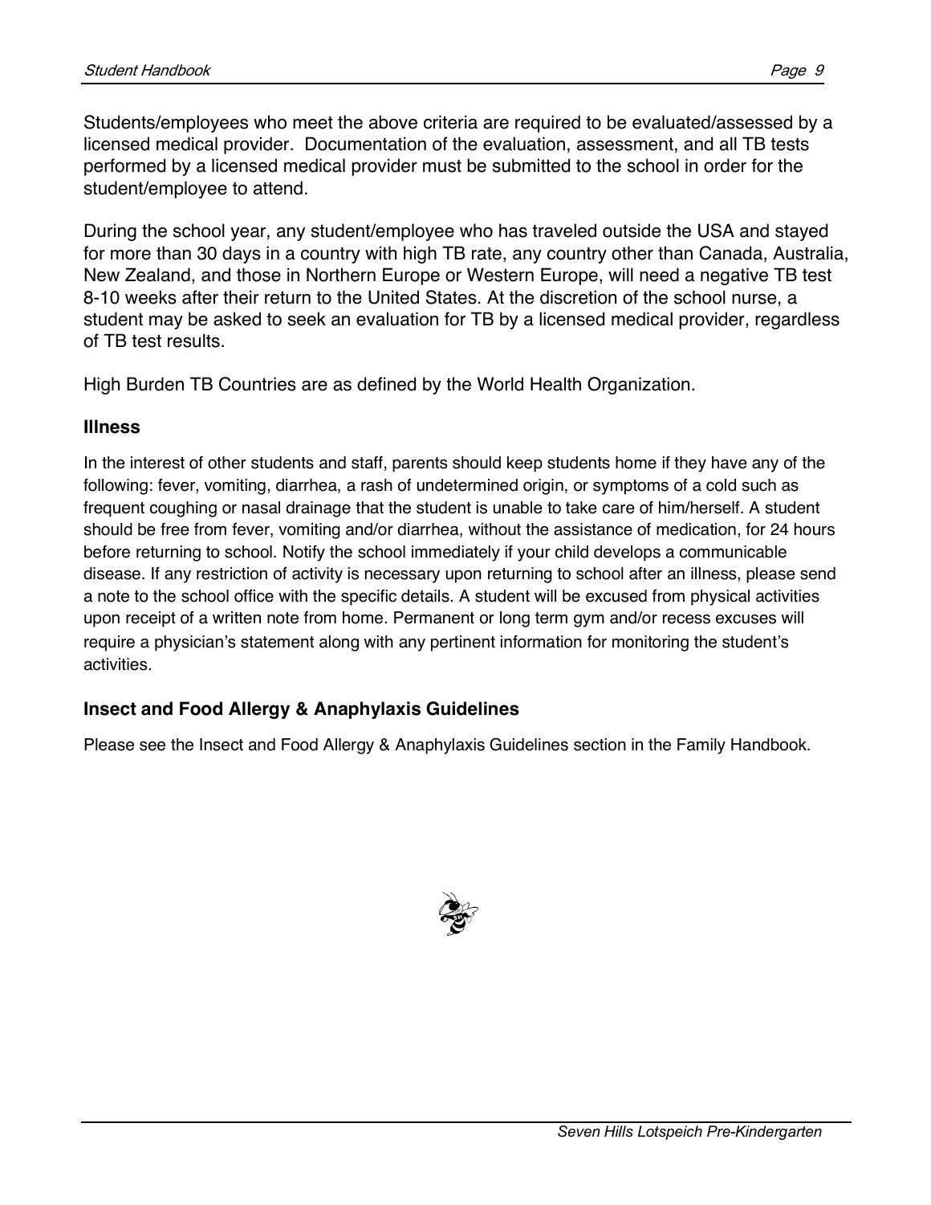Students/employees who meet the above criteria are required to be evaluated/assessed by a licensed medical provider. Documentation of the evaluation, assessment, and all TB tests performed by a licensed medical provider must be submitted to the school in order for the student/employee to attend.

During the school year, any student/employee who has traveled outside the USA and stayed for more than 30 days in a country with high TB rate, any country other than Canada, Australia, New Zealand, and those in Northern Europe or Western Europe, will need a negative TB test 8-10 weeks after their return to the United States. At the discretion of the school nurse, a student may be asked to seek an evaluation for TB by a licensed medical provider, regardless of TB test results.

High Burden TB Countries are as defined by the World Health Organization.

### Illness

In the interest of other students and staff, parents should keep students home if they have any of the following: fever, vomiting, diarrhea, a rash of undetermined origin, or symptoms of a cold such as frequent coughing or nasal drainage that the student is unable to take care of him/herself. A student should be free from fever, vomiting and/or diarrhea, without the assistance of medication, for 24 hours before returning to school. Notify the school immediately if your child develops a communicable disease. If any restriction of activity is necessary upon returning to school after an illness, please send a note to the school office with the specific details. A student will be excused from physical activities upon receipt of a written note from home. Permanent or long term gym and/or recess excuses will require a physician's statement along with any pertinent information for monitoring the student's activities.

### Insect and Food Allergy & Anaphylaxis Guidelines

Please see the Insect and Food Allergy & Anaphylaxis Guidelines section in the Family Handbook.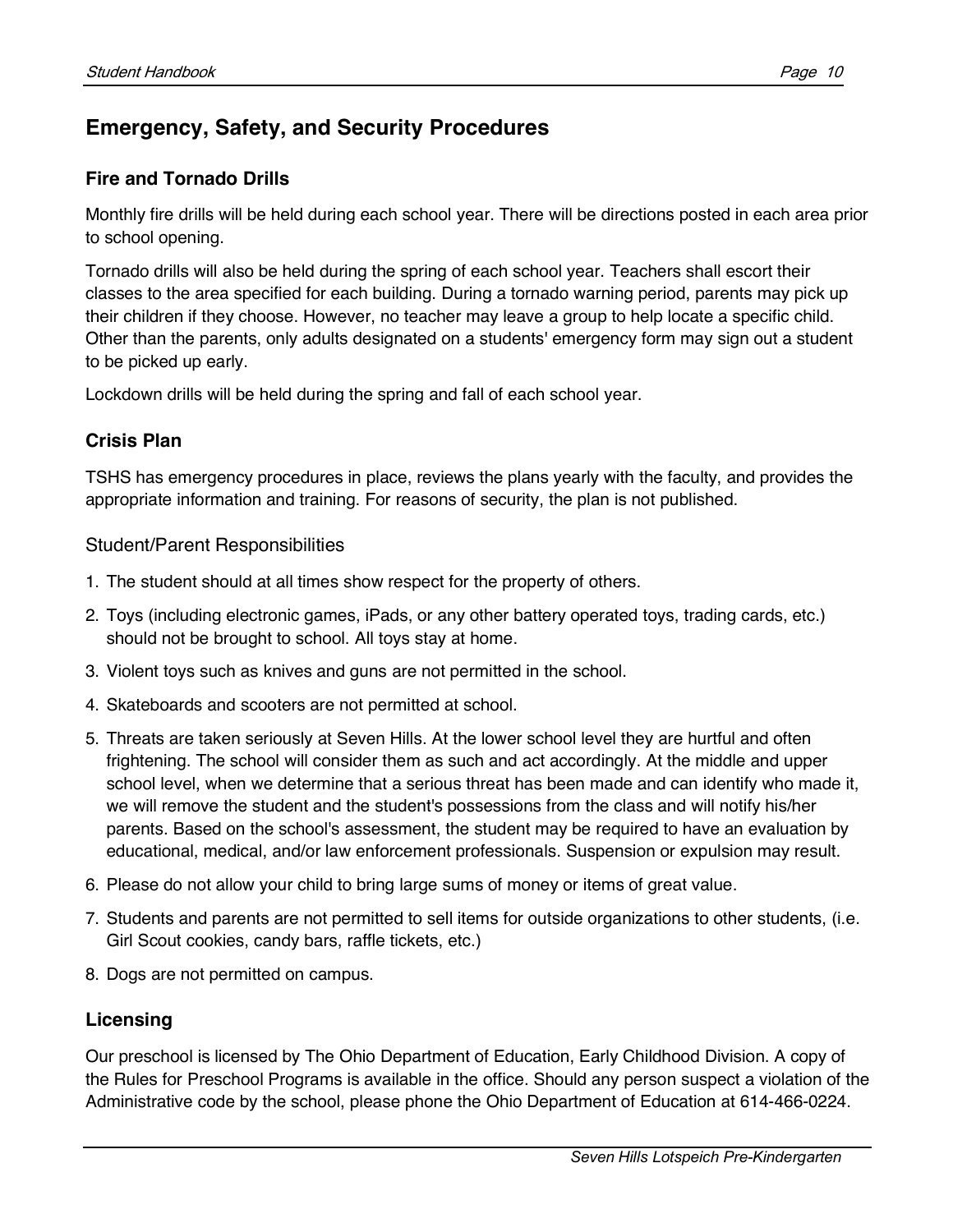## Emergency, Safety, and Security Procedures

### Fire and Tornado Drills

Monthly fire drills will be held during each school year. There will be directions posted in each area prior to school opening.

Tornado drills will also be held during the spring of each school year. Teachers shall escort their classes to the area specified for each building. During a tornado warning period, parents may pick up their children if they choose. However, no teacher may leave a group to help locate a specific child. Other than the parents, only adults designated on a students' emergency form may sign out a student to be picked up early.

Lockdown drills will be held during the spring and fall of each school year.

### Crisis Plan

TSHS has emergency procedures in place, reviews the plans yearly with the faculty, and provides the appropriate information and training. For reasons of security, the plan is not published.

#### Student/Parent Responsibilities

1. The student should at all times show respect for the property of others.
2. Toys (including electronic games, iPads, or any other battery operated toys, trading cards, etc.) should not be brought to school. All toys stay at home.
3. Violent toys such as knives and guns are not permitted in the school.
4. Skateboards and scooters are not permitted at school.
5. Threats are taken seriously at Seven Hills. At the lower school level they are hurtful and often frightening. The school will consider them as such and act accordingly. At the middle and upper school level, when we determine that a serious threat has been made and can identify who made it, we will remove the student and the student's possessions from the class and will notify his/her parents. Based on the school's assessment, the student may be required to have an evaluation by educational, medical, and/or law enforcement professionals. Suspension or expulsion may result.
6. Please do not allow your child to bring large sums of money or items of great value.
7. Students and parents are not permitted to sell items for outside organizations to other students, (i.e. Girl Scout cookies, candy bars, raffle tickets, etc.)
8. Dogs are not permitted on campus.

### Licensing

Our preschool is licensed by The Ohio Department of Education, Early Childhood Division. A copy of the Rules for Preschool Programs is available in the office. Should any person suspect a violation of the Administrative code by the school, please phone the Ohio Department of Education at 614-466-0224.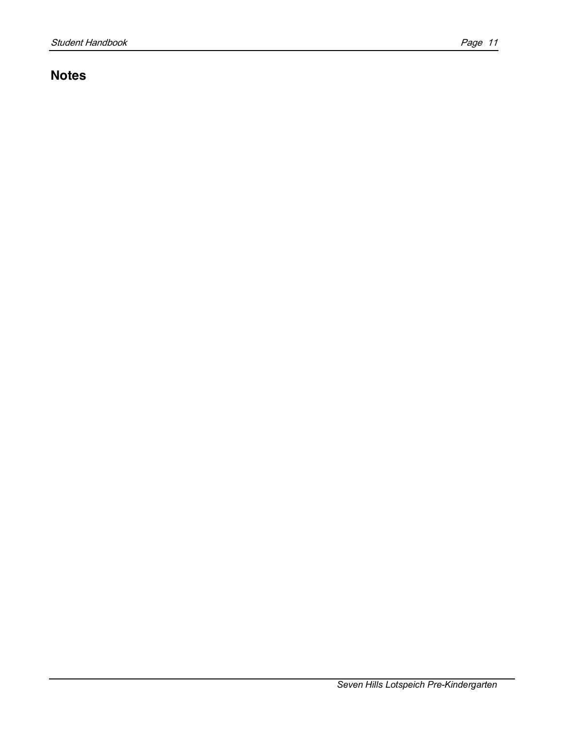## Notes